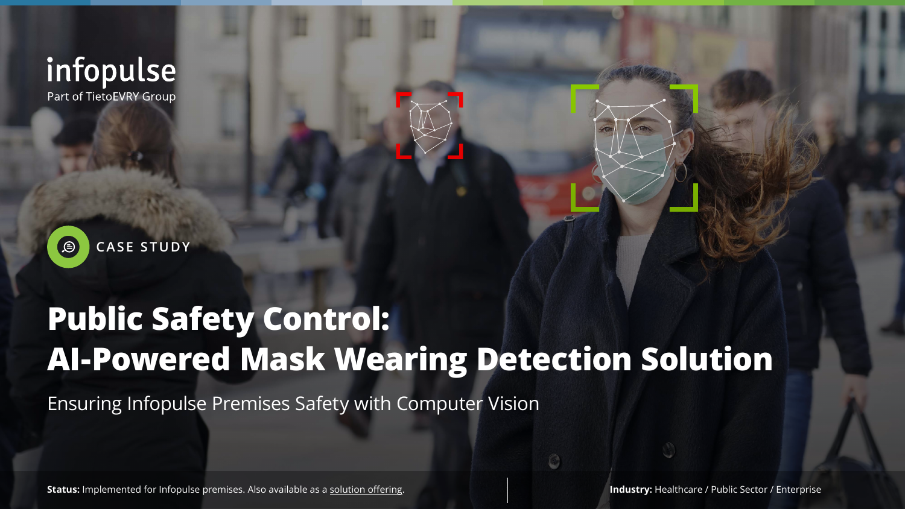infopulse
Part of TietoEVRY Group

CASE STUDY

# Public Safety Control: AI-Powered Mask Wearing Detection Solution

Ensuring Infopulse Premises Safety with Computer Vision

**Status:** Implemented for Infopulse premises. Also available as a solution offering.

**Industry:** Healthcare / Public Sector / Enterprise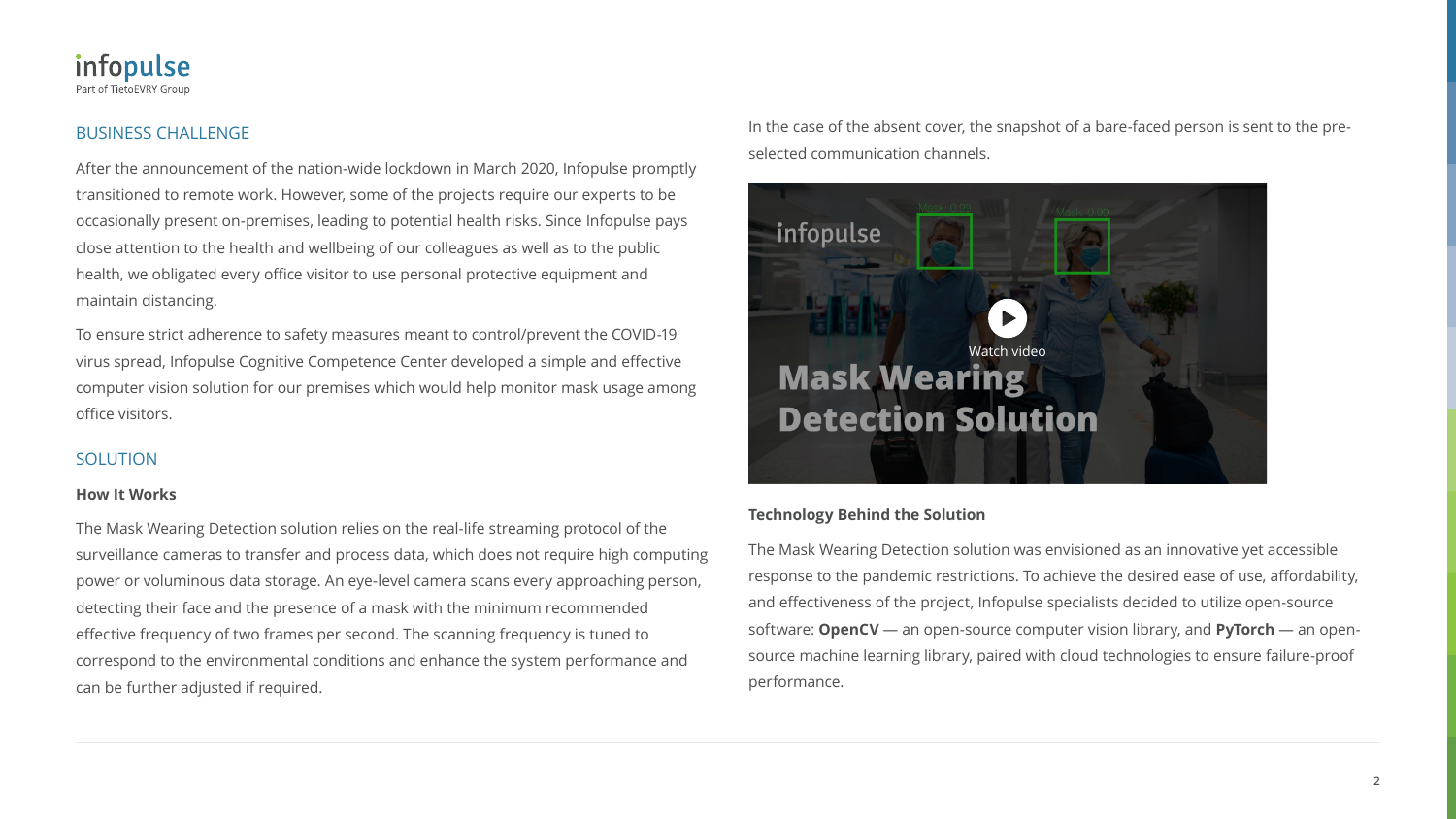## BUSINESS CHALLENGE

After the announcement of the nation-wide lockdown in March 2020, Infopulse promptly transitioned to remote work. However, some of the projects require our experts to be occasionally present on-premises, leading to potential health risks. Since Infopulse pays close attention to the health and wellbeing of our colleagues as well as to the public health, we obligated every office visitor to use personal protective equipment and maintain distancing.

To ensure strict adherence to safety measures meant to control/prevent the COVID-19 virus spread, Infopulse Cognitive Competence Center developed a simple and effective computer vision solution for our premises which would help monitor mask usage among office visitors.

## SOLUTION

### How It Works

The Mask Wearing Detection solution relies on the real-life streaming protocol of the surveillance cameras to transfer and process data, which does not require high computing power or voluminous data storage. An eye-level camera scans every approaching person, detecting their face and the presence of a mask with the minimum recommended effective frequency of two frames per second. The scanning frequency is tuned to correspond to the environmental conditions and enhance the system performance and can be further adjusted if required.

In the case of the absent cover, the snapshot of a bare-faced person is sent to the pre-selected communication channels.

### Technology Behind the Solution

The Mask Wearing Detection solution was envisioned as an innovative yet accessible response to the pandemic restrictions. To achieve the desired ease of use, affordability, and effectiveness of the project, Infopulse specialists decided to utilize open-source software: **OpenCV** — an open-source computer vision library, and **PyTorch** — an open-source machine learning library, paired with cloud technologies to ensure failure-proof performance.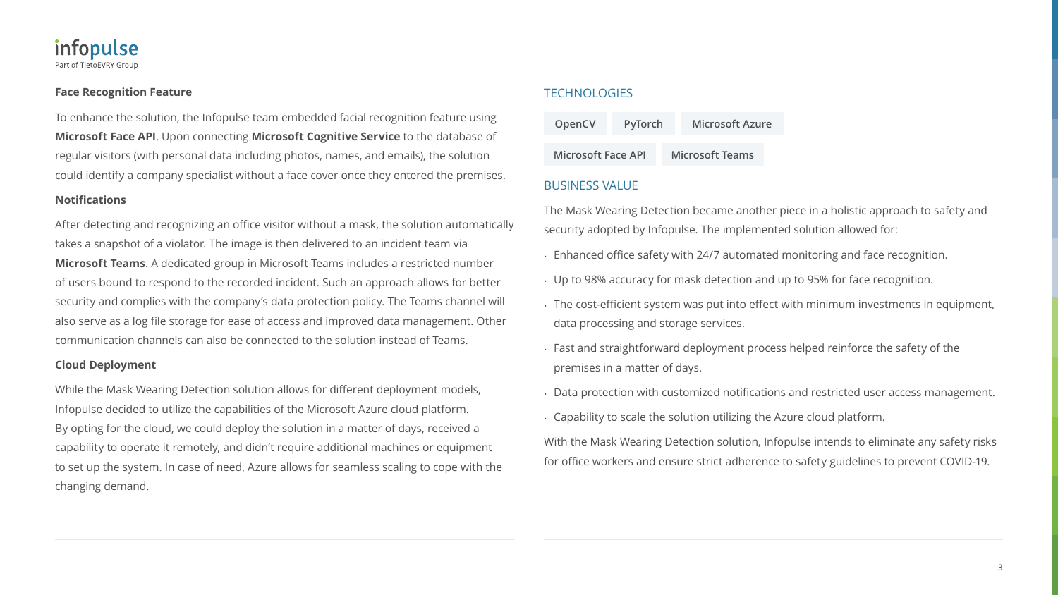### Face Recognition Feature

To enhance the solution, the Infopulse team embedded facial recognition feature using **Microsoft Face API**. Upon connecting **Microsoft Cognitive Service** to the database of regular visitors (with personal data including photos, names, and emails), the solution could identify a company specialist without a face cover once they entered the premises.

### Notifications

After detecting and recognizing an office visitor without a mask, the solution automatically takes a snapshot of a violator. The image is then delivered to an incident team via **Microsoft Teams**. A dedicated group in Microsoft Teams includes a restricted number of users bound to respond to the recorded incident. Such an approach allows for better security and complies with the company's data protection policy. The Teams channel will also serve as a log file storage for ease of access and improved data management. Other communication channels can also be connected to the solution instead of Teams.

### Cloud Deployment

While the Mask Wearing Detection solution allows for different deployment models, Infopulse decided to utilize the capabilities of the Microsoft Azure cloud platform. By opting for the cloud, we could deploy the solution in a matter of days, received a capability to operate it remotely, and didn't require additional machines or equipment to set up the system. In case of need, Azure allows for seamless scaling to cope with the changing demand.

## TECHNOLOGIES

- OpenCV
- PyTorch
- Microsoft Azure
- Microsoft Face API
- Microsoft Teams

## BUSINESS VALUE

The Mask Wearing Detection became another piece in a holistic approach to safety and security adopted by Infopulse. The implemented solution allowed for:

- Enhanced office safety with 24/7 automated monitoring and face recognition.
- Up to 98% accuracy for mask detection and up to 95% for face recognition.
- The cost-efficient system was put into effect with minimum investments in equipment, data processing and storage services.
- Fast and straightforward deployment process helped reinforce the safety of the premises in a matter of days.
- Data protection with customized notifications and restricted user access management.
- Capability to scale the solution utilizing the Azure cloud platform.

With the Mask Wearing Detection solution, Infopulse intends to eliminate any safety risks for office workers and ensure strict adherence to safety guidelines to prevent COVID-19.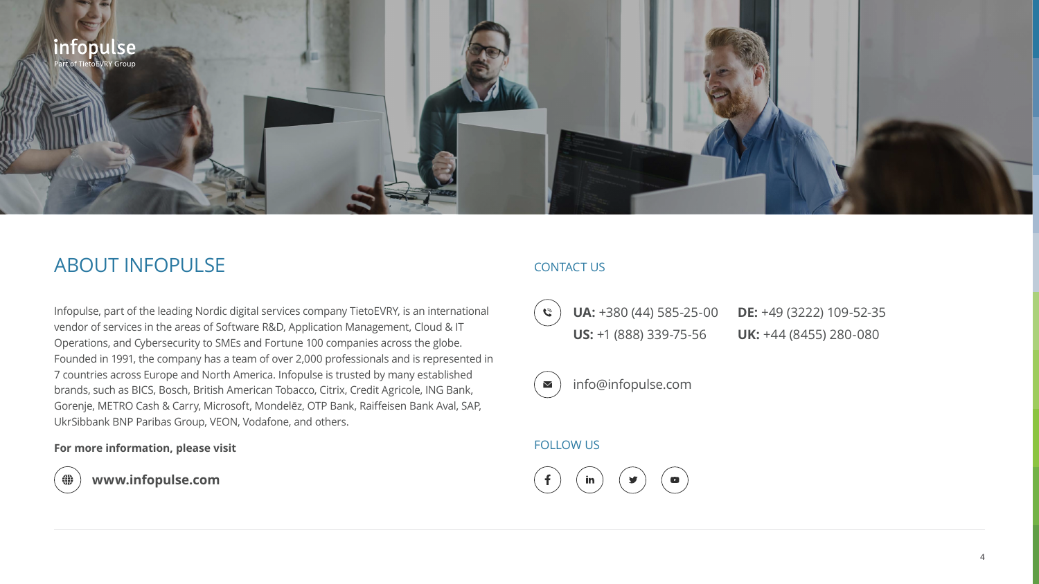infopulse
Part of TietoEVRY Group

## ABOUT INFOPULSE

Infopulse, part of the leading Nordic digital services company TietoEVRY, is an international vendor of services in the areas of Software R&D, Application Management, Cloud & IT Operations, and Cybersecurity to SMEs and Fortune 100 companies across the globe. Founded in 1991, the company has a team of over 2,000 professionals and is represented in 7 countries across Europe and North America. Infopulse is trusted by many established brands, such as BICS, Bosch, British American Tobacco, Citrix, Credit Agricole, ING Bank, Gorenje, METRO Cash & Carry, Microsoft, Mondelēz, OTP Bank, Raiffeisen Bank Aval, SAP, UkrSibbank BNP Paribas Group, VEON, Vodafone, and others.

**For more information, please visit**

**www.infopulse.com**

### CONTACT US

**UA:** +380 (44) 585-25-00
**DE:** +49 (3222) 109-52-35
**US:** +1 (888) 339-75-56
**UK:** +44 (8455) 280-080

info@infopulse.com

### FOLLOW US